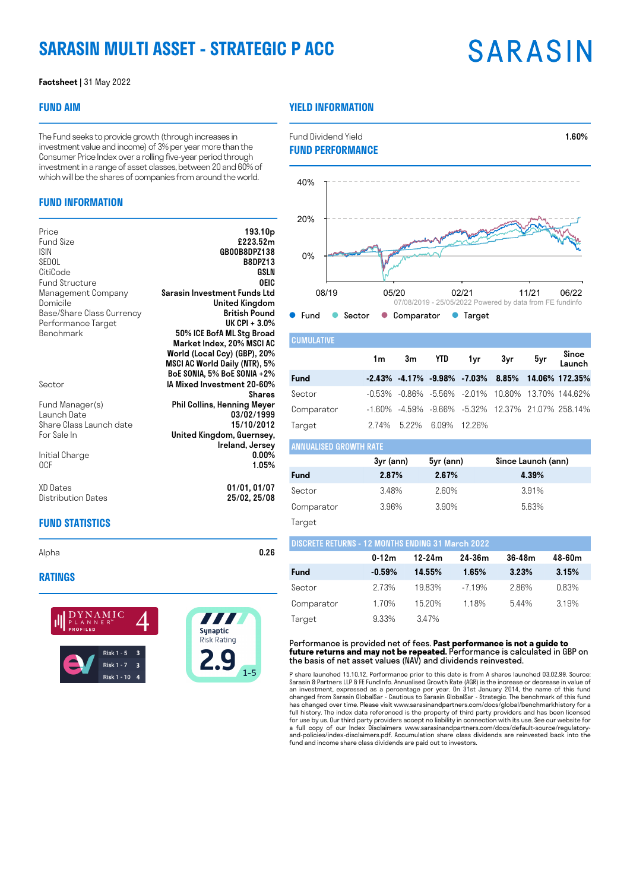# SARASIN MULTI ASSET - STRATEGIC P ACC

**Factsheet** | 31 May 2022

## FUND AIM

The Fund seeks to provide growth (through increases in investment value and income) of 3% per year more than the Consumer Price Index over a rolling five-year period through investment in a range of asset classes, between 20 and 60% of which will be the shares of companies from around the world.

## FUND INFORMATION

| | |
|---|---|
| Price | 193.10p |
| Fund Size | £223.52m |
| ISIN | GB00B8DPZ138 |
| SEDOL | B8DPZ13 |
| CitiCode | GSLN |
| Fund Structure | OEIC |
| Management Company | Sarasin Investment Funds Ltd |
| Domicile | United Kingdom |
| Base/Share Class Currency | British Pound |
| Performance Target | UK CPI + 3.0% |
| Benchmark | 50% ICE BofA ML Stg Broad Market Index, 20% MSCI AC World (Local Ccy) (GBP), 20% MSCI AC World Daily (NTR), 5% BoE SONIA, 5% BoE SONIA +2% |
| Sector | IA Mixed Investment 20-60% Shares |
| Fund Manager(s) | Phil Collins, Henning Meyer |
| Launch Date | 03/02/1999 |
| Share Class Launch date | 15/10/2012 |
| For Sale In | United Kingdom, Guernsey, Ireland, Jersey |
| Initial Charge | 0.00% |
| OCF | 1.05% |
| XD Dates | 01/01, 01/07 |
| Distribution Dates | 25/02, 25/08 |

## FUND STATISTICS

| | |
|---|---|
| Alpha | 0.26 |

## RATINGS

Dynamic Planner Profiled 4

Risk 1 - 5: 3
Risk 1 - 7: 3
Risk 1 - 10: 4

Synaptic Risk Rating 2.9 (1-5)

## YIELD INFORMATION

| | |
|---|---|
| Fund Dividend Yield | 1.60% |

## FUND PERFORMANCE

07/08/2019 - 25/05/2022 Powered by data from FE fundinfo

Fund · Sector · Comparator · Target

### CUMULATIVE

| | 1m | 3m | YTD | 1yr | 3yr | 5yr | Since Launch |
|---|---|---|---|---|---|---|---|
| **Fund** | **-2.43%** | **-4.17%** | **-9.98%** | **-7.03%** | **8.85%** | **14.06%** | **172.35%** |
| Sector | -0.53% | -0.86% | -5.56% | -2.01% | 10.80% | 13.70% | 144.62% |
| Comparator | -1.60% | -4.59% | -9.66% | -5.32% | 12.37% | 21.07% | 258.14% |
| Target | 2.74% | 5.22% | 6.09% | 12.26% | | | |

### ANNUALISED GROWTH RATE

| | 3yr (ann) | 5yr (ann) | Since Launch (ann) |
|---|---|---|---|
| **Fund** | **2.87%** | **2.67%** | **4.39%** |
| Sector | 3.48% | 2.60% | 3.91% |
| Comparator | 3.96% | 3.90% | 5.63% |
| Target | | | |

### DISCRETE RETURNS - 12 MONTHS ENDING 31 March 2022

| | 0-12m | 12-24m | 24-36m | 36-48m | 48-60m |
|---|---|---|---|---|---|
| **Fund** | **-0.59%** | **14.55%** | **1.65%** | **3.23%** | **3.15%** |
| Sector | 2.73% | 19.83% | -7.19% | 2.86% | 0.83% |
| Comparator | 1.70% | 15.20% | 1.18% | 5.44% | 3.19% |
| Target | 9.33% | 3.47% | | | |

Performance is provided net of fees. **Past performance is not a guide to future returns and may not be repeated.** Performance is calculated in GBP on the basis of net asset values (NAV) and dividends reinvested.

P share launched 15.10.12. Performance prior to this date is from A shares launched 03.02.99. Source: Sarasin & Partners LLP & FE FundInfo. Annualised Growth Rate (AGR) is the increase or decrease in value of an investment, expressed as a percentage per year. On 31st January 2014, the name of this fund changed from Sarasin GlobalSar - Cautious to Sarasin GlobalSar - Strategic. The benchmark of this fund has changed over time. Please visit www.sarasinandpartners.com/docs/global/benchmarkhistory for a full history. The index data referenced is the property of third party providers and has been licensed for use by us. Our third party providers accept no liability in connection with its use. See our website for a full copy of our Index Disclaimers www.sarasinandpartners.com/docs/default-source/regulatory-and-policies/index-disclaimers.pdf. Accumulation share class dividends are reinvested back into the fund and income share class dividends are paid out to investors.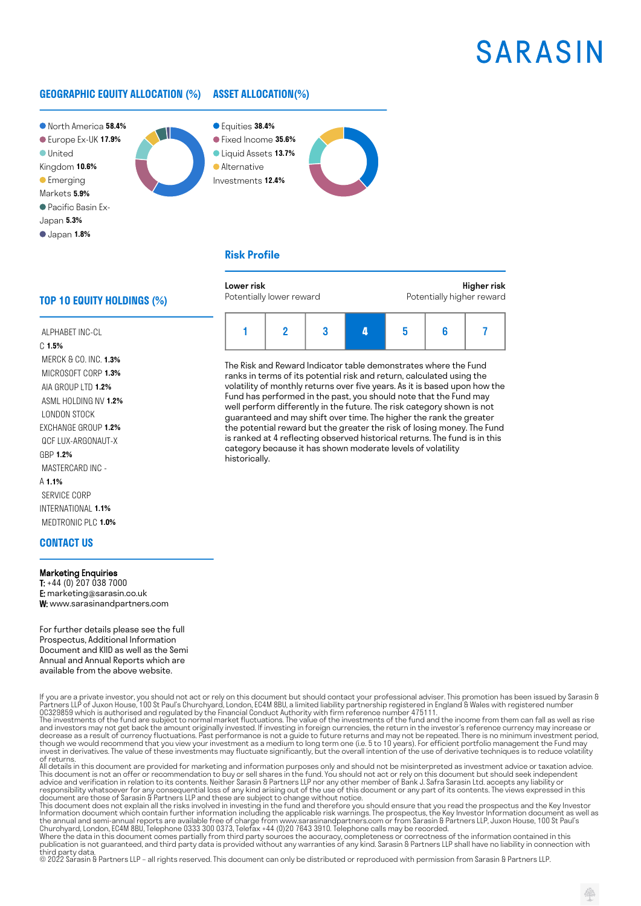SARASIN

## GEOGRAPHIC EQUITY ALLOCATION (%)

- North America **58.4%**
- Europe Ex-UK **17.9%**
- United Kingdom **10.6%**
- Emerging Markets **5.9%**
- Pacific Basin Ex-Japan **5.3%**
- Japan **1.8%**

## ASSET ALLOCATION(%)

- Equities **38.4%**
- Fixed Income **35.6%**
- Liquid Assets **13.7%**
- Alternative Investments **12.4%**

## Risk Profile

**Lower risk**
Potentially lower reward

**Higher risk**
Potentially higher reward

| 1 | 2 | 3 | 4 | 5 | 6 | 7 |
|---|---|---|---|---|---|---|

The Risk and Reward Indicator table demonstrates where the Fund ranks in terms of its potential risk and return, calculated using the volatility of monthly returns over five years. As it is based upon how the Fund has performed in the past, you should note that the Fund may well perform differently in the future. The risk category shown is not guaranteed and may shift over time. The higher the rank the greater the potential reward but the greater the risk of losing money. The Fund is ranked at 4 reflecting observed historical returns. The fund is in this category because it has shown moderate levels of volatility historically.

## TOP 10 EQUITY HOLDINGS (%)

- ALPHABET INC-CL C **1.5%**
- MERCK & CO. INC. **1.3%**
- MICROSOFT CORP **1.3%**
- AIA GROUP LTD **1.2%**
- ASML HOLDING NV **1.2%**
- LONDON STOCK EXCHANGE GROUP **1.2%**
- QCF LUX-ARGONAUT-X GBP **1.2%**
- MASTERCARD INC - A **1.1%**
- SERVICE CORP INTERNATIONAL **1.1%**
- MEDTRONIC PLC **1.0%**

## CONTACT US

**Marketing Enquiries**
**T:** +44 (0) 207 038 7000
**E:** marketing@sarasin.co.uk
**W:** www.sarasinandpartners.com

For further details please see the full Prospectus, Additional Information Document and KIID as well as the Semi Annual and Annual Reports which are available from the above website.

If you are a private investor, you should not act or rely on this document but should contact your professional adviser. This promotion has been issued by Sarasin & Partners LLP of Juxon House, 100 St Paul's Churchyard, London, EC4M 8BU, a limited liability partnership registered in England & Wales with registered number OC329859 which is authorised and regulated by the Financial Conduct Authority with firm reference number 475111.
The investments of the fund are subject to normal market fluctuations. The value of the investments of the fund and the income from them can fall as well as rise and investors may not get back the amount originally invested. If investing in foreign currencies, the return in the investor's reference currency may increase or decrease as a result of currency fluctuations. Past performance is not a guide to future returns and may not be repeated. There is no minimum investment period, though we would recommend that you view your investment as a medium to long term one (i.e. 5 to 10 years). For efficient portfolio management the Fund may invest in derivatives. The value of these investments may fluctuate significantly, but the overall intention of the use of derivative techniques is to reduce volatility of returns.
All details in this document are provided for marketing and information purposes only and should not be misinterpreted as investment advice or taxation advice. This document is not an offer or recommendation to buy or sell shares in the fund. You should not act or rely on this document but should seek independent advice and verification in relation to its contents. Neither Sarasin & Partners LLP nor any other member of Bank J. Safra Sarasin Ltd. accepts any liability or responsibility whatsoever for any consequential loss of any kind arising out of the use of this document or any part of its contents. The views expressed in this document are those of Sarasin & Partners LLP and these are subject to change without notice.
This document does not explain all the risks involved in investing in the fund and therefore you should ensure that you read the prospectus and the Key Investor Information document which contain further information including the applicable risk warnings. The prospectus, the Key Investor Information document as well as the annual and semi-annual reports are available free of charge from www.sarasinandpartners.com or from Sarasin & Partners LLP, Juxon House, 100 St Paul's Churchyard, London, EC4M 8BU, Telephone 0333 300 0373, Telefax +44 (0)20 7643 3910. Telephone calls may be recorded.
Where the data in this document comes partially from third party sources the accuracy, completeness or correctness of the information contained in this publication is not guaranteed, and third party data is provided without any warranties of any kind. Sarasin & Partners LLP shall have no liability in connection with third party data.
© 2022 Sarasin & Partners LLP – all rights reserved. This document can only be distributed or reproduced with permission from Sarasin & Partners LLP.